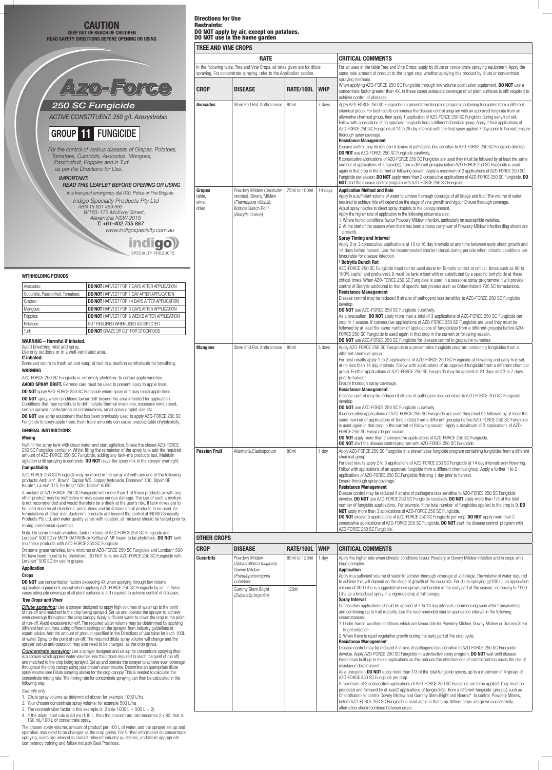# CAUTION

**KEEP OUT OF REACH OF CHILDREN**
**READ SAFETY DIRECTIONS BEFORE OPENING OR USING**

# Azo-Force

## 250 SC Fungicide

*ACTIVE CONSTITUENT: 250 g/L Azoxystrobin*

**GROUP 11 FUNGICIDE**

*For the control of various diseases of Grapes, Potatoes, Tomatoes, Cucurbits, Avocados, Mangoes, Passionfruit, Poppies and in Turf as per the Directions for Use.*

*IMPORTANT:*
*READ THIS LEAFLET BEFORE OPENING OR USING*

*In a transport emergency dial 000, Police or Fire Brigade*

*Indigo Specialty Products Pty Ltd*
*ABN 15 631 459 660*
*6/163-173 McEvoy Street,*
*Alexandria NSW 2015*
*T: +61-402 735 887*
*www.indigospecialty.com.au*

indigo SPECIALTY PRODUCTS

### WITHHOLDING PERIODS

| | |
|---|---|
| Avocados: | **DO NOT** HARVEST FOR 7 DAYS AFTER APPLICATION |
| Cucurbits, Passionfruit, Tomatoes: | **DO NOT** HARVEST FOR 1 DAY AFTER APPLICATION |
| Grapes: | **DO NOT** HARVEST FOR 14 DAYS AFTER APPLICATION |
| Mangoes: | **DO NOT** HARVEST FOR 3 DAYS AFTER APPLICATION |
| Poppies: | **DO NOT** HARVEST FOR 6 WEEKS AFTER APPLICATION |
| Potatoes: | NOT REQUIRED WHEN USED AS DIRECTED |
| Turf: | **DO NOT** GRAZE OR CUT FOR STOCKFOOD |

**WARNING – Harmful if inhaled.**
Avoid breathing mist and spray.
Use only outdoors or in a well-ventilated area.
**If inhaled:**
Removed victim to fresh air and keep at rest in a position comfortable for breathing.

**WARNING**

AZO-FORCE 250 SC Fungicide is extremely phytotoxic to certain apple varieties.

**AVOID SPRAY DRIFT.** Extreme care must be used to prevent injury to apple trees.

**DO NOT** spray AZO-FORCE 250 SC Fungicide where spray drift may reach apple trees.

**DO NOT** spray when conditions favour drift beyond the area intended for application. Conditions that may contribute to drift include thermal inversions, excessive wind speed, certain sprayer nozzle/pressure combinations, small spray droplet size etc.

**DO NOT** use spray equipment that has been previously used to apply AZO-FORCE 250 SC Fungicide to spray apple trees. Even trace amounts can cause unacceptable phytotoxicity.

### GENERAL INSTRUCTIONS

**Mixing**

Half-fill the spray tank with clean water and start agitation. Shake the closed AZO-FORCE 250 SC Fungicide container. Whilst filling the remainder of the spray tank add the required amount of AZO-FORCE 250 SC Fungicide, adding any tank-mix products last. Maintain agitation until spraying is complete. **DO NOT** leave the spray mix in the sprayer overnight.

**Compatibility**

AZO-FORCE 250 SC Fungicide may be mixed in the spray vat with any one of the following products: Ambush*, Bravo*, Captan WG, copper hydroxide, Dominex* 100, Dipel* DF, Karate*, Larvin* 375, Fortress* 500, Talstar* 80SC.

A mixture of AZO-FORCE 250 SC Fungicide with more than 1 of these products or with any other product may be ineffective or may cause serious damage. The use of such a mixture is not recommended and would therefore be entirely at the user's risk. If tank mixes are to be used observe all directions, precautions and limitations on all products to be used. As formulations of other manufacturer's products are beyond the control of INDIGO Specialty Products Pty Ltd, and water quality varies with location, all mixtures should be tested prior to mixing commercial quantities.

Note: On some tomato varieties, tank mixtures of AZO-FORCE 250 SC Fungicide and Lorsban* 500 EC or METHIDATHION or Kelthane* MF found to be phytotoxic. **DO NOT** tank mix these products with AZO-FORCE 250 SC Fungicide.

On some grape varieties, tank mixtures of AZO-FORCE 250 SC Fungicide and Lorsban* 500 EC have been found to be phytotoxic. DO NOT tank mix AZO-FORCE 250 SC Fungicide with Lorsban* 500 EC for use in grapes.

**Application**

**Crops**

**DO NOT** use concentration factors exceeding 4X when applying through low volume application equipment, except when applying AZO-FORCE 250 SC Fungicide by air. In these cases adequate coverage of all plant surfaces is still required to achieve control of diseases.

***Tree Crops and Vines***

***Dilute spraying:*** Use a sprayer designed to apply high volumes of water up to the point of run-off and matched to the crop being sprayed. Set up and operate the sprayer to achieve even coverage throughout the crop canopy. Apply sufficient water to cover the crop to the point of run-off. Avoid excessive run-off. The required water volume may be determined by applying different test volumes, using different settings on the sprayer, from industry guidelines or expert advice. Add the amount of product specified in the Directions of Use table for each 100L of water. Spray to the point of run-off. The required dilute spray volume will change and the sprayer set-up and operation may also need to be changed, as the crop grows.

***Concentrate spraying:*** Use a sprayer designed and set-up for concentrate spraying (that is a sprayer which applies water volumes less than those required to reach the point of run off) and matched to the crop being sprayed. Set up and operate the sprayer to achieve even coverage throughout the crop canopy using your chosen water volume. Determine an appropriate dilute spray volume (see Dilute spraying above) for the crop canopy. This is needed to calculate the concentrate mixing rate. The mixing rate for concentrate spraying can then be calculated in the following way:

*Example only*

1. Dilute spray volume as determined above: for example 1000 L/ha
2. Your chosen concentrate spray volume: for example 500 L/ha
3. The concentration factor in this example is: 2 x (ie 1000 L ÷ 500 L = 2)
4. If the dilute label rate is 80 mL/100 L, then the concentrate rate becomes 2 x 80; that is 160 mL/100 L of concentrate spray.

The chosen spray volume, amount of product per 100 L of water, and the sprayer set up and operation may need to be changed as the crop grows. For further information on concentrate spraying, users are advised to consult relevant industry guidelines, undertake appropriate competency training and follow industry Best Practices.

## Directions for Use

**Restraints:**
**DO NOT apply by air, except on potatoes.**
**DO NOT use in the home garden**

### TREE AND VINE CROPS

| RATE | | | | CRITICAL COMMENTS |
|---|---|---|---|---|
| In the following table, Tree and Vine Crops, all rates given are for dilute spraying. For concentrate spraying, refer to the Application section. | | | | For all uses in the table Tree and Vine Crops: apply by dilute or concentrate spraying equipment. Apply the same total amount of product to the target crop whether applying this product by dilute or concentrate spraying methods. When applying AZO-FORCE 250 SC Fungicide through low volume application equipment, **DO NOT** use a concentrate factor greater than 4X. In these cases adequate coverage of all plant surfaces is still required to achieve control of diseases. |
| **CROP** | **DISEASE** | **RATE/100L** | **WHP** | |
| **Avocados** | Stem End Rot, Anthracnose | 80ml | 7 days | Apply AZO-FORCE 250 SC Fungicide in a preventative fungicide program containing fungicides from a different chemical group. For best results commence the disease control program with an approved fungicide from an alternative chemical group, then apply 1 application of AZO-FORCE 250 SC Fungicide during early fruit set. Follow with applications of an approved fungicide from a different chemical group. Apply 2 final applications of AZO-FORCE 250 SC Fungicide at 14 to 28 day intervals with the final spray applied 7 days prior to harvest. Ensure thorough spray coverage.<br>**Resistance Management**<br>Disease control may be reduced if strains of pathogens less sensitive to AZO-FORCE 250 SC Fungicide develop.<br>**DO NOT** use AZO-FORCE 250 SC Fungicide curatively.<br>If consecutive applications of AZO-FORCE 250 SC Fungicide are used they must be followed by at least the same number of applications of fungicide(s) from a different group(s) before AZO-FORCE 250 SC Fungicide is used again in that crop in the current or following season. Apply a maximum of 3 applications of AZO-FORCE 250 SC Fungicide per season. **DO NOT** apply more than 2 consecutive applications of AZO-FORCE 250 SC Fungicide. **DO NOT** start the disease control program with AZO-FORCE 250 SC Fungicide. |
| **Grapes** table, wine, dried | Powdery Mildew (*Uncinular necator*), Downy Mildew (*Plasmopara viticola*), Botrytis Bunch Rot † (*Botrytis cinerea*) | 75ml to 100ml | 14 days | **Application Method and Rate**<br>Apply in a sufficient volume of water to achieve thorough coverage of all foliage and fruit. The volume of water required to achieve this will depend on the stage of vine growth and vigour. Ensure thorough coverage.<br>Adjust spray nozzles to direct spray droplets to the canopy present.<br>Apply the higher rate of application in the following circumstances:<br>1. Where humid conditions favour Powdery Mildew infection, particularly on susceptible varieties.<br>2. At the start of the season when there has been a heavy carry over of Powdery Mildew infection (flag shoots are present).<br>**Spray Timing and Interval**<br>Apply 2 or 3 consecutive applications at 10 to 16 day intervals at any time between early shoot growth and 14 days before harvest. Use the recommended shorter interval during periods when climatic conditions are favourable for disease infection.<br>**† Botrytis Bunch Rot**<br>AZO-FORCE 250 SC Fungicide must not be used alone for Botrytis control at critical times such as 80 to 100% capfall and preharvest. It must be tank mixed with or substituted by a specific botryticide at these critical times. When AZO-FORCE 250 SC Fungicide is used in a seasonal spray programme it will provide control of Botrytis additional to that of specific botryticides such as Chlorothalonil 720 SC formulations.<br>**Resistance Management**<br>Disease control may be reduced if strains of pathogens less sensitive to AZO-FORCE 250 SC Fungicide develop.<br>**DO NOT** use AZO-FORCE 250 SC Fungicide curatively.<br>As a precaution, **DO NOT** apply more than a total of 3 applications of AZO-FORCE 250 SC Fungicide per crop in 1 season. If consecutive applications of AZO-FORCE 250 SC Fungicide are used they must be followed by at least the same number of applications of fungicide(s) from a different group(s) before AZO-FORCE 250 SC Fungicide is used again in that crop in the current or following season.<br>**DO NOT** use AZO-FORCE 250 SC Fungicide for disease control in grapevine nurseries. |
| **Mangoes** | Stem End Rot, Anthracnose | 80ml | 3 days | Apply AZO-FORCE 250 SC Fungicide in a preventative fungicide program containing fungicides from a different chemical group.<br>For best results apply 1 to 2 applications of AZO-FORCE 250 SC Fungicide at flowering and early fruit set, at no less than 14 day intervals. Follow with applications of an approved fungicide from a different chemical group. Further applications of AZO-FORCE 250 SC Fungicide may be applied at 21 days and 3 to 7 days prior to harvest.<br>Ensure thorough spray coverage.<br>**Resistance Management**<br>Disease control may be reduced if strains of pathogens less sensitive to AZO-FORCE 250 SC Fungicide develop.<br>**DO NOT** use AZO-FORCE 250 SC Fungicide curatively.<br>If consecutive applications of AZO-FORCE 250 SC Fungicide are used they must be followed by at least the same number of applications of fungicide(s) from a different group(s) before AZO-FORCE 250 SC Fungicide is used again in that crop in the current or following season. Apply a maximum of 3 applications of AZO-FORCE 250 SC Fungicide per season.<br>**DO NOT** apply more than 2 consecutive applications of AZO-FORCE 250 SC Fungicide.<br>**DO NOT** start the disease control program with AZO-FORCE 250 SC Fungicide. |
| **Passion Fruit** | Alternaria,Cladosporium | 80ml | 1 day | Apply AZO-FORCE 250 SC Fungicide in a preventative fungicide program containing fungicides from a different chemical group.<br>For best results apply 2 to 3 applications of AZO-FORCE 250 SC Fungicide at 14 day intervals over flowering. Follow with applications of an approved fungicide from a different chemical group. Apply a further 1 to 2 applications of AZO-FORCE 250 SC Fungicide finishing 1 day prior to harvest.<br>Ensure thorough spray coverage.<br>**Resistance Management**<br>Disease control may be reduced if strains of pathogens less sensitive to AZO-FORCE 250 SC Fungicide develop. **DO NOT** use AZO-FORCE 250 SC Fungicide curatively. **DO NOT** apply more than 1/3 of the total number of fungicide applications. For example, if the total number of fungicides applied to the crop is 9, **DO NOT** apply more than 3 applications of AZO-FORCE 250 SC Fungicide.<br>**DO NOT** exceed 5 applications of AZO-FORCE 250 SC Fungicide per crop. **DO NOT** apply more than 2 consecutive applications of AZO-FORCE 250 SC Fungicide. **DO NOT** start the disease control program with AZO-FORCE 250 SC Fungicide. |

### OTHER CROPS

| CROP | DISEASE | RATE/100L | WHP | CRITICAL COMMENTS |
|---|---|---|---|---|
| **Cucurbits** | Powdery Mildew (*Sphaerotheca fuliginea*), Downy Mildew (*Pseudoperonospora cubensis*) | 80ml to 120ml | 1 day | Apply the higher rate when climatic conditions favour Powdery or Downy Mildew infection and in crops with large canopies.<br>**Application**<br>Apply in a sufficient volume of water to achieve thorough coverage of all foliage. The volume of water required to achieve this will depend on the stage of growth of the cucurbits. For dilute spraying (g/100 L), an application volume of 300 L/ha is suggested where sprays are banded in the early part of the season, increasing to 1000 L/ha as a broadcast spray in a vigorous crop at full canopy.<br>**Spray Interval**<br>Consecutive applications should be applied at 7 to 14 day intervals, commencing soon after transplanting and continuing up to fruit maturity. Use the recommended shorter application interval in the following circumstances:<br>1. Under humid weather conditions which are favourable for Powdery Mildew, Downy Mildew or Gummy Stem Blight infection.<br>2. When there is rapid vegetative growth during the early part of the crop cycle.<br>**Resistance Management**<br>Disease control may be reduced if strains of pathogens less sensitive to AZO-FORCE 250 SC Fungicide develop. Apply AZO-FORCE 250 SC Fungicide in a protective spray program. **DO NOT** wait until disease levels have built up to make applications as this reduces the effectiveness of control and increases the risk of resistance development.<br>As a precaution **DO NOT** apply more than 1/3 of the total fungicide sprays, up to a maximum of 4 sprays of AZO-FORCE 250 SC Fungicide per crop.<br>A maximum of 2 consecutive applications of AZO-FORCE 250 SC Fungicide are to be applied. They must be preceded and followed by at least2 applications of fungicide(s) from a different fungicide group(s) such as Chlorothalonil to control Downy Mildew and Gummy Stem Blight and Nimrod* to control Powdery Mildew, before AZO-FORCE 250 SC Fungicide is used again in that crop. Where crops are grown successively alternation should continue between crops. |
| | Gummy Stem Blight (*Didymella bryoniae*) | 120ml | | |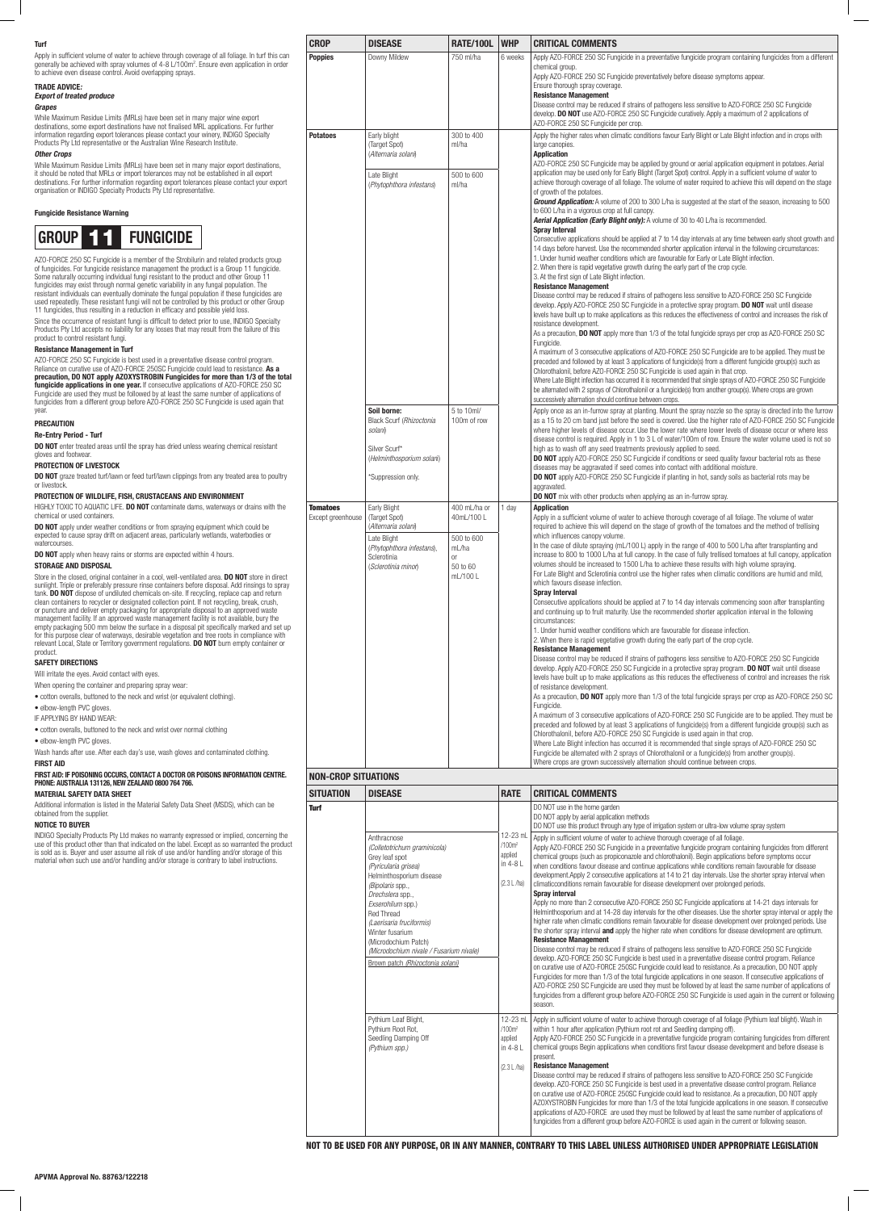### Turf

Apply in sufficient volume of water to achieve through coverage of all foliage. In turf this can generally be achieved with spray volumes of 4-8 L/100m². Ensure even application in order to achieve even disease control. Avoid overlapping sprays.

### TRADE ADVICE:

#### *Export of treated produce*

***Grapes***

While Maximum Residue Limits (MRLs) have been set in many major wine export destinations, some export destinations have not finalised MRL applications. For further information regarding export tolerances please contact your winery, INDIGO Specialty Products Pty Ltd representative or the Australian Wine Research Institute.

***Other Crops***

While Maximum Residue Limits (MRLs) have been set in many major export destinations, it should be noted that MRLs or import tolerances may not be established in all export destinations. For further information regarding export tolerances please contact your export organisation or INDIGO Specialty Products Pty Ltd representative.

### Fungicide Resistance Warning

**GROUP 11 FUNGICIDE**

AZO-FORCE 250 SC Fungicide is a member of the Strobilurin and related products group of fungicides. For fungicide resistance management the product is a Group 11 fungicide. Some naturally occurring individual fungi resistant to the product and other Group 11 fungicides may exist through normal genetic variability in any fungal population. The resistant individuals can eventually dominate the fungal population if these fungicides are used repeatedly. These resistant fungi will not be controlled by this product or other Group 11 fungicides, thus resulting in a reduction in efficacy and possible yield loss.

Since the occurrence of resistant fungi is difficult to detect prior to use, INDIGO Specialty Products Pty Ltd accepts no liability for any losses that may result from the failure of this product to control resistant fungi.

### Resistance Management in Turf

AZO-FORCE 250 SC Fungicide is best used in a preventative disease control program. Reliance on curative use of AZO-FORCE 250SC Fungicide could lead to resistance. **As a precaution, DO NOT apply AZOXYSTROBIN Fungicides for more than 1/3 of the total fungicide applications in one year.** If consecutive applications of AZO-FORCE 250 SC Fungicide are used they must be followed by at least the same number of applications of fungicides from a different group before AZO-FORCE 250 SC Fungicide is used again that year.

### PRECAUTION

**Re-Entry Period - Turf**

**DO NOT** enter treated areas until the spray has dried unless wearing chemical resistant gloves and footwear.

### PROTECTION OF LIVESTOCK

**DO NOT** graze treated turf/lawn or feed turf/lawn clippings from any treated area to poultry or livestock.

### PROTECTION OF WILDLIFE, FISH, CRUSTACEANS AND ENVIRONMENT

HIGHLY TOXIC TO AQUATIC LIFE. **DO NOT** contaminate dams, waterways or drains with the chemical or used containers.

**DO NOT** apply under weather conditions or from spraying equipment which could be expected to cause spray drift on adjacent areas, particularly wetlands, waterbodies or watercourses.

**DO NOT** apply when heavy rains or storms are expected within 4 hours.

### STORAGE AND DISPOSAL

Store in the closed, original container in a cool, well-ventilated area. **DO NOT** store in direct sunlight. Triple or preferably pressure rinse containers before disposal. Add rinsings to spray tank. **DO NOT** dispose of undiluted chemicals on-site. If recycling, replace cap and return clean containers to recycler or designated collection point. If not recycling, break, crush, or puncture and deliver empty packaging for appropriate disposal to an approved waste management facility. If an approved waste management facility is not available, bury the empty packaging 500 mm below the surface in a disposal pit specifically marked and set up for this purpose clear of waterways, desirable vegetation and tree roots in compliance with relevant Local, State or Territory government regulations. **DO NOT** burn empty container or product.

### SAFETY DIRECTIONS

Will irritate the eyes. Avoid contact with eyes.

When opening the container and preparing spray wear:

- cotton overalls, buttoned to the neck and wrist (or equivalent clothing).
- elbow-length PVC gloves.

IF APPLYING BY HAND WEAR:

- cotton overalls, buttoned to the neck and wrist over normal clothing
- elbow-length PVC gloves.

Wash hands after use. After each day's use, wash gloves and contaminated clothing.

### FIRST AID

**FIRST AID: IF POISONING OCCURS, CONTACT A DOCTOR OR POISONS INFORMATION CENTRE. PHONE: AUSTRALIA 131126, NEW ZEALAND 0800 764 766.**

### MATERIAL SAFETY DATA SHEET

Additional information is listed in the Material Safety Data Sheet (MSDS), which can be obtained from the supplier.

### NOTICE TO BUYER

INDIGO Specialty Products Pty Ltd makes no warranty expressed or implied, concerning the use of this product other than that indicated on the label. Except as so warranted the product is sold as is. Buyer and user assume all risk of use and/or handling and/or storage of this material when such use and/or handling and/or storage is contrary to label instructions.

| CROP | DISEASE | RATE/100L | WHP | CRITICAL COMMENTS |
|---|---|---|---|---|
| **Poppies** | Downy Mildew | 750 ml/ha | 6 weeks | Apply AZO-FORCE 250 SC Fungicide in a preventative fungicide program containing fungicides from a different chemical group.<br>Apply AZO-FORCE 250 SC Fungicide preventatively before disease symptoms appear.<br>Ensure thorough spray coverage.<br>**Resistance Management**<br>Disease control may be reduced if strains of pathogens less sensitive to AZO-FORCE 250 SC Fungicide develop. **DO NOT** use AZO-FORCE 250 SC Fungicide curatively. Apply a maximum of 2 applications of AZO-FORCE 250 SC Fungicide per crop. |
| **Potatoes** | Early blight (Target Spot) (*Alternaria solani*)<br><br>Late Blight (*Phytophthora infestans*) | 300 to 400 ml/ha<br><br>500 to 600 ml/ha | | Apply the higher rates when climatic conditions favour Early Blight or Late Blight infection and in crops with large canopies.<br>**Application**<br>AZO-FORCE 250 SC Fungicide may be applied by ground or aerial application equipment in potatoes. Aerial application may be used only for Early Blight (Target Spot) control. Apply in a sufficient volume of water to achieve thorough coverage of all foliage. The volume of water required to achieve this will depend on the stage of growth of the potatoes.<br>***Ground Application:*** A volume of 200 to 300 L/ha is suggested at the start of the season, increasing to 500 to 600 L/ha in a vigorous crop at full canopy.<br>***Aerial Application (Early Blight only):*** A volume of 30 to 40 L/ha is recommended.<br>**Spray Interval**<br>Consecutive applications should be applied at 7 to 14 day intervals at any time between early shoot growth and 14 days before harvest. Use the recommended shorter application interval in the following circumstances:<br>1. Under humid weather conditions which are favourable for Early or Late Blight infection.<br>2. When there is rapid vegetative growth during the early part of the crop cycle.<br>3. At the first sign of Late Blight infection.<br>**Resistance Management**<br>Disease control may be reduced if strains of pathogens less sensitive to AZO-FORCE 250 SC Fungicide develop. Apply AZO-FORCE 250 SC Fungicide in a protective spray program. **DO NOT** wait until disease levels have built up to make applications as this reduces the effectiveness of control and increases the risk of resistance development.<br>As a precaution, **DO NOT** apply more than 1/3 of the total fungicide sprays per crop as AZO-FORCE 250 SC Fungicide.<br>A maximum of 3 consecutive applications of AZO-FORCE 250 SC Fungicide are to be applied. They must be preceded and followed by at least 3 applications of fungicide(s) from a different fungicide group(s) such as Chlorothalonil, before AZO-FORCE 250 SC Fungicide is used again in that crop.<br>Where Late Blight infection has occurred it is recommended that single sprays of AZO-FORCE 250 SC Fungicide be alternated with 2 sprays of Chlorothalonil or a fungicide(s) from another group(s). Where crops are grown successively alternation should continue between crops. |
| | **Soil borne:**<br>Black Scurf (*Rhizoctonia solani*)<br><br>Silver Scurf* (*Helminthosporium solani*)<br><br>*Suppression only. | 5 to 10ml/ 100m of row | | Apply once as an in-furrow spray at planting. Mount the spray nozzle so the spray is directed into the furrow as a 15 to 20 cm band just before the seed is covered. Use the higher rate of AZO-FORCE 250 SC Fungicide where higher levels of disease occur. Use the lower rate where lower levels of disease occur or where less disease control is required. Apply in 1 to 3 L of water/100m of row. Ensure the water volume used is not so high as to wash off any seed treatments previously applied to seed.<br>**DO NOT** apply AZO-FORCE 250 SC Fungicide if conditions or seed quality favour bacterial rots as these diseases may be aggravated if seed comes into contact with additional moisture.<br>**DO NOT** apply AZO-FORCE 250 SC Fungicide if planting in hot, sandy soils as bacterial rots may be aggravated.<br>**DO NOT** mix with other products when applying as an in-furrow spray. |
| **Tomatoes** Except greenhouse | Early Blight (Target Spot) (*Alternaria solani*)<br><br>Late Blight (*Phytophthora infestans*), Sclerotinia (*Sclerotinia minor*) | 400 mL/ha or 40mL/100 L<br><br>500 to 600 mL/ha or 50 to 60 mL/100 L | 1 day | **Application**<br>Apply in a sufficient volume of water to achieve thorough coverage of all foliage. The volume of water required to achieve this will depend on the stage of growth of the tomatoes and the method of trellising which influences canopy volume.<br>In the case of dilute spraying (mL/100 L) apply in the range of 400 to 500 L/ha after transplanting and increase to 800 to 1000 L/ha at full canopy. In the case of fully trellised tomatoes at full canopy, application volumes should be increased to 1500 L/ha to achieve these results with high volume spraying.<br>For Late Blight and Sclerotinia control use the higher rates when climatic conditions are humid and mild, which favours disease infection.<br>**Spray Interval**<br>Consecutive applications should be applied at 7 to 14 day intervals commencing soon after transplanting and continuing up to fruit maturity. Use the recommended shorter application interval in the following circumstances:<br>1. Under humid weather conditions which are favourable for disease infection.<br>2. When there is rapid vegetative growth during the early part of the crop cycle.<br>**Resistance Management**<br>Disease control may be reduced if strains of pathogens less sensitive to AZO-FORCE 250 SC Fungicide develop. Apply AZO-FORCE 250 SC Fungicide in a protective spray program. **DO NOT** wait until disease levels have built up to make applications as this reduces the effectiveness of control and increases the risk of resistance development.<br>As a precaution, **DO NOT** apply more than 1/3 of the total fungicide sprays per crop as AZO-FORCE 250 SC Fungicide.<br>A maximum of 3 consecutive applications of AZO-FORCE 250 SC Fungicide are to be applied. They must be preceded and followed by at least 3 applications of fungicide(s) from a different fungicide group(s) such as Chlorothalonil, before AZO-FORCE 250 SC Fungicide is used again in that crop.<br>Where Late Blight infection has occurred it is recommended that single sprays of AZO-FORCE 250 SC Fungicide be alternated with 2 sprays of Chlorothalonil or a fungicide(s) from another group(s).<br>Where crops are grown successively alternation should continue between crops. |

## NON-CROP SITUATIONS

| SITUATION | DISEASE | RATE | CRITICAL COMMENTS |
|---|---|---|---|
| **Turf** | | | DO NOT use in the home garden<br>DO NOT apply by aerial application methods<br>DO NOT use this product through any type of irrigation system or ultra-low volume spray system |
| | Anthracnose (*Colletotrichum graminicola*)<br>Grey leaf spot (*Pyricularia grisea*)<br>Helminthosporium disease (*Bipolaris* spp., *Drechslera* spp., *Exserohilum* spp.)<br>Red Thread (*Laerisaria fruciformis*)<br>Winter fusarium (Microdochium Patch) (*Microdochium nivale / Fusarium nivale*)<br>Brown patch (*Rhizoctonia solani*) | 12-23 mL /100m² applied in 4-8 L<br><br>(2.3 L /ha) | Apply in sufficient volume of water to achieve thorough coverage of all foliage.<br>Apply AZO-FORCE 250 SC Fungicide in a preventative fungicide program containing fungicides from different chemical groups (such as propiconazole and chlorothalonil). Begin applications before symptoms occur when conditions favour disease and continue applications while conditions remain favourable for disease development.Apply 2 consecutive applications at 14 to 21 day intervals. Use the shorter spray interval when climaticconditions remain favourable for disease development over prolonged periods.<br>**Spray interval**<br>Apply no more than 2 consecutive AZO-FORCE 250 SC Fungicide applications at 14-21 days intervals for Helminthosporium and at 14-28 day intervals for the other diseases. Use the shorter spray interval or apply the higher rate when climatic conditions remain favourable for disease development over prolonged periods. Use the shorter spray interval **and** apply the higher rate when conditions for disease development are optimum.<br>**Resistance Management**<br>Disease control may be reduced if strains of pathogens less sensitive to AZO-FORCE 250 SC Fungicide develop. AZO-FORCE 250 SC Fungicide is best used in a preventative disease control program. Reliance on curative use of AZO-FORCE 250SC Fungicide could lead to resistance. As a precaution, DO NOT apply Fungicides for more than 1/3 of the total fungicide applications in one season. If consecutive applications of AZO-FORCE 250 SC Fungicide are used they must be followed by at least the same number of applications of fungicides from a different group before AZO-FORCE 250 SC Fungicide is used again in the current or following season. |
| | Pythium Leaf Blight, Pythium Root Rot, Seedling Damping Off (*Pythium spp.*) | 12-23 mL /100m² applied in 4-8 L<br><br>(2.3 L /ha) | Apply in sufficient volume of water to achieve thorough coverage of all foliage (Pythium leaf blight). Wash in within 1 hour after application (Pythium root rot and Seedling damping off).<br>Apply AZO-FORCE 250 SC Fungicide in a preventative fungicide program containing fungicides from different chemical groups Begin applications when conditions first favour disease development and before disease is present.<br>**Resistance Management**<br>Disease control may be reduced if strains of pathogens less sensitive to AZO-FORCE 250 SC Fungicide develop. AZO-FORCE 250 SC Fungicide is best used in a preventative disease control program. Reliance on curative use of AZO-FORCE 250SC Fungicide could lead to resistance. As a precaution, DO NOT apply AZOXYSTROBIN Fungicides for more than 1/3 of the total fungicide applications in one season. If consecutive applications of AZO-FORCE are used they must be followed by at least the same number of applications of fungicides from a different group before AZO-FORCE is used again in the current or following season. |

**NOT TO BE USED FOR ANY PURPOSE, OR IN ANY MANNER, CONTRARY TO THIS LABEL UNLESS AUTHORISED UNDER APPROPRIATE LEGISLATION**

**APVMA Approval No. 88763/122218**